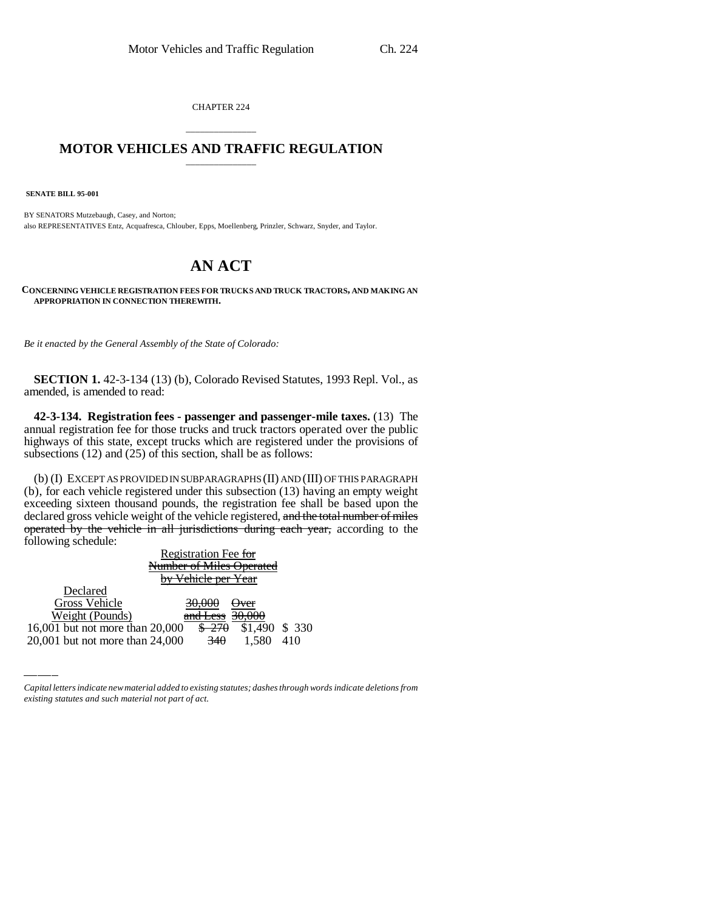CHAPTER 224

# MOTOR VEHICLES AND TRAFFIC REGULATION

**SENATE BILL 95-001**

BY SENATORS Mutzebaugh, Casey, and Norton;
also REPRESENTATIVES Entz, Acquafresca, Chlouber, Epps, Moellenberg, Prinzler, Schwarz, Snyder, and Taylor.

# AN ACT

**CONCERNING VEHICLE REGISTRATION FEES FOR TRUCKS AND TRUCK TRACTORS, AND MAKING AN APPROPRIATION IN CONNECTION THEREWITH.**

*Be it enacted by the General Assembly of the State of Colorado:*

**SECTION 1.** 42-3-134 (13) (b), Colorado Revised Statutes, 1993 Repl. Vol., as amended, is amended to read:

**42-3-134. Registration fees - passenger and passenger-mile taxes.** (13) The annual registration fee for those trucks and truck tractors operated over the public highways of this state, except trucks which are registered under the provisions of subsections (12) and (25) of this section, shall be as follows:

(b) (I) EXCEPT AS PROVIDED IN SUBPARAGRAPHS (II) AND (III) OF THIS PARAGRAPH (b), for each vehicle registered under this subsection (13) having an empty weight exceeding sixteen thousand pounds, the registration fee shall be based upon the declared gross vehicle weight of the vehicle registered, ~~and the total number of miles operated by the vehicle in all jurisdictions during each year,~~ according to the following schedule:

| Declared Gross Vehicle Weight (Pounds) | Registration Fee ~~for Number of Miles Operated by Vehicle per Year~~ | | |
|---|---|---|---|
| | ~~30,000 and Less~~ | ~~Over 30,000~~ | |
| 16,001 but not more than 20,000 | ~~$ 270~~ | ~~$1,490~~ | $ 330 |
| 20,001 but not more than 24,000 | ~~340~~ | ~~1,580~~ | 410 |

*Capital letters indicate new material added to existing statutes; dashes through words indicate deletions from existing statutes and such material not part of act.*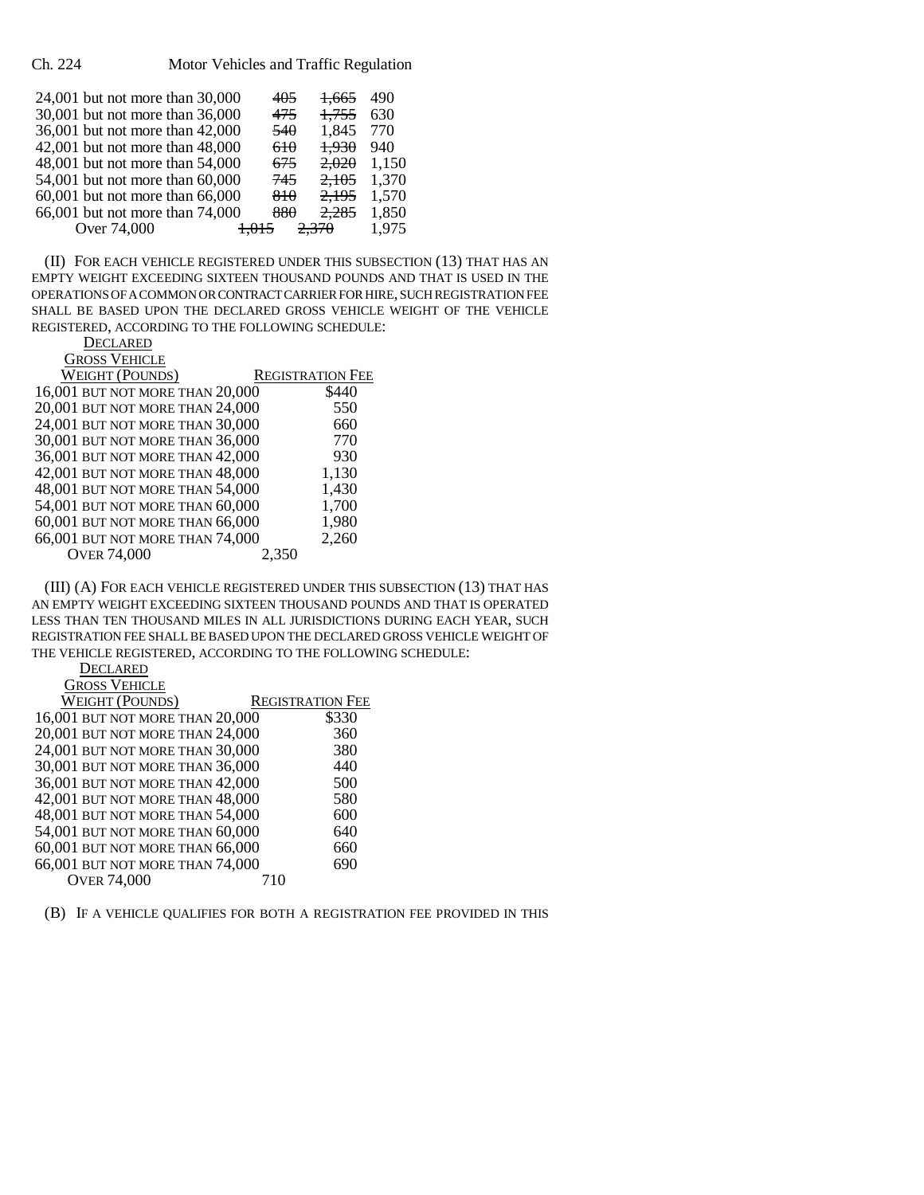| | | | |
|---|---|---|---|
| 24,001 but not more than 30,000 | ~~405~~ | ~~1,665~~ | 490 |
| 30,001 but not more than 36,000 | ~~475~~ | ~~1,755~~ | 630 |
| 36,001 but not more than 42,000 | ~~540~~ | 1,845 | 770 |
| 42,001 but not more than 48,000 | ~~610~~ | ~~1,930~~ | 940 |
| 48,001 but not more than 54,000 | ~~675~~ | ~~2,020~~ | 1,150 |
| 54,001 but not more than 60,000 | ~~745~~ | ~~2,105~~ | 1,370 |
| 60,001 but not more than 66,000 | ~~810~~ | ~~2,195~~ | 1,570 |
| 66,001 but not more than 74,000 | ~~880~~ | ~~2,285~~ | 1,850 |
| Over 74,000 | ~~1,015~~ | ~~2,370~~ | 1,975 |

(II) FOR EACH VEHICLE REGISTERED UNDER THIS SUBSECTION (13) THAT HAS AN EMPTY WEIGHT EXCEEDING SIXTEEN THOUSAND POUNDS AND THAT IS USED IN THE OPERATIONS OF A COMMON OR CONTRACT CARRIER FOR HIRE, SUCH REGISTRATION FEE SHALL BE BASED UPON THE DECLARED GROSS VEHICLE WEIGHT OF THE VEHICLE REGISTERED, ACCORDING TO THE FOLLOWING SCHEDULE:

| DECLARED GROSS VEHICLE WEIGHT (POUNDS) | REGISTRATION FEE |
|---|---|
| 16,001 BUT NOT MORE THAN 20,000 | $440 |
| 20,001 BUT NOT MORE THAN 24,000 | 550 |
| 24,001 BUT NOT MORE THAN 30,000 | 660 |
| 30,001 BUT NOT MORE THAN 36,000 | 770 |
| 36,001 BUT NOT MORE THAN 42,000 | 930 |
| 42,001 BUT NOT MORE THAN 48,000 | 1,130 |
| 48,001 BUT NOT MORE THAN 54,000 | 1,430 |
| 54,001 BUT NOT MORE THAN 60,000 | 1,700 |
| 60,001 BUT NOT MORE THAN 66,000 | 1,980 |
| 66,001 BUT NOT MORE THAN 74,000 | 2,260 |
| OVER 74,000 | 2,350 |

(III) (A) FOR EACH VEHICLE REGISTERED UNDER THIS SUBSECTION (13) THAT HAS AN EMPTY WEIGHT EXCEEDING SIXTEEN THOUSAND POUNDS AND THAT IS OPERATED LESS THAN TEN THOUSAND MILES IN ALL JURISDICTIONS DURING EACH YEAR, SUCH REGISTRATION FEE SHALL BE BASED UPON THE DECLARED GROSS VEHICLE WEIGHT OF THE VEHICLE REGISTERED, ACCORDING TO THE FOLLOWING SCHEDULE:

| DECLARED GROSS VEHICLE WEIGHT (POUNDS) | REGISTRATION FEE |
|---|---|
| 16,001 BUT NOT MORE THAN 20,000 | $330 |
| 20,001 BUT NOT MORE THAN 24,000 | 360 |
| 24,001 BUT NOT MORE THAN 30,000 | 380 |
| 30,001 BUT NOT MORE THAN 36,000 | 440 |
| 36,001 BUT NOT MORE THAN 42,000 | 500 |
| 42,001 BUT NOT MORE THAN 48,000 | 580 |
| 48,001 BUT NOT MORE THAN 54,000 | 600 |
| 54,001 BUT NOT MORE THAN 60,000 | 640 |
| 60,001 BUT NOT MORE THAN 66,000 | 660 |
| 66,001 BUT NOT MORE THAN 74,000 | 690 |
| OVER 74,000 | 710 |

(B) IF A VEHICLE QUALIFIES FOR BOTH A REGISTRATION FEE PROVIDED IN THIS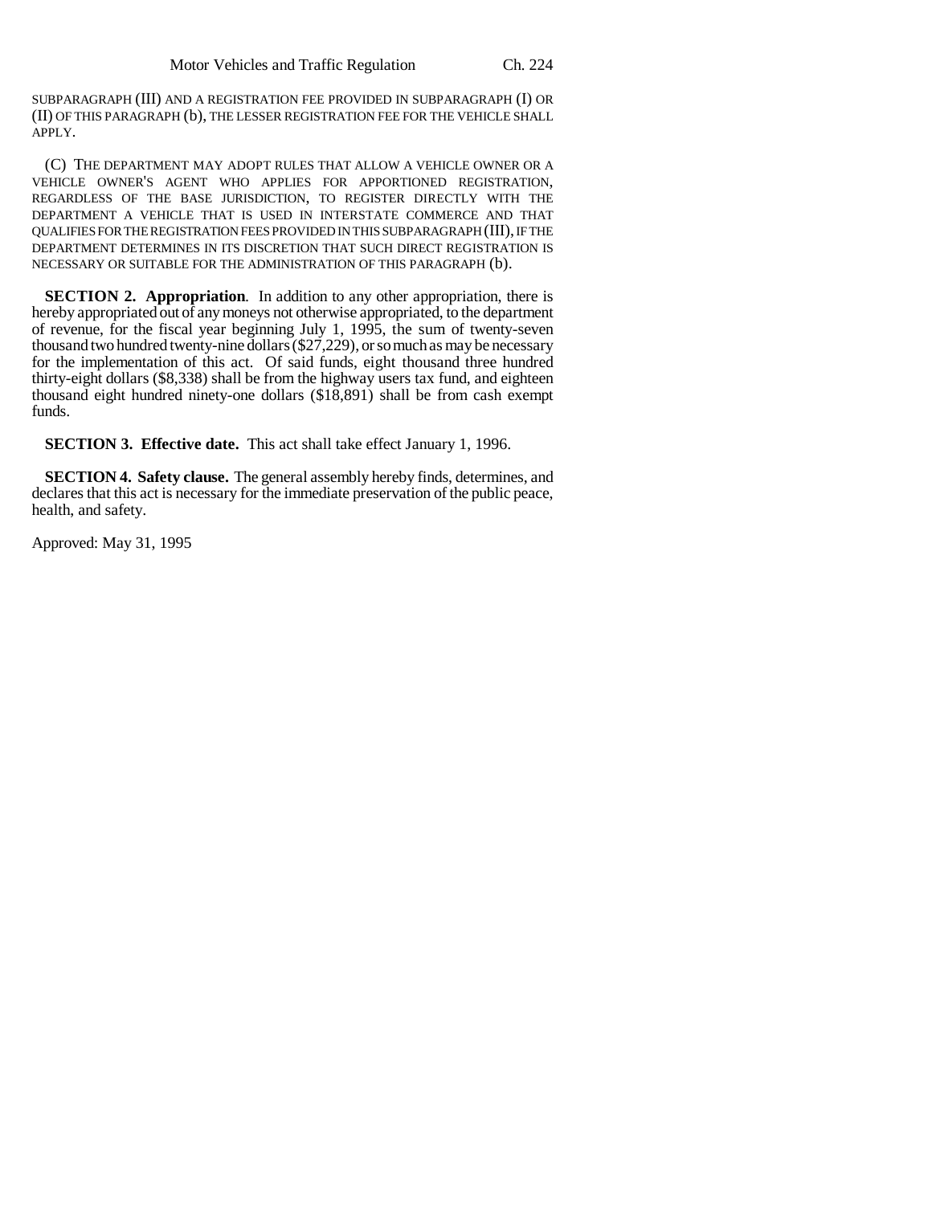SUBPARAGRAPH (III) AND A REGISTRATION FEE PROVIDED IN SUBPARAGRAPH (I) OR (II) OF THIS PARAGRAPH (b), THE LESSER REGISTRATION FEE FOR THE VEHICLE SHALL APPLY.

(C) THE DEPARTMENT MAY ADOPT RULES THAT ALLOW A VEHICLE OWNER OR A VEHICLE OWNER'S AGENT WHO APPLIES FOR APPORTIONED REGISTRATION, REGARDLESS OF THE BASE JURISDICTION, TO REGISTER DIRECTLY WITH THE DEPARTMENT A VEHICLE THAT IS USED IN INTERSTATE COMMERCE AND THAT QUALIFIES FOR THE REGISTRATION FEES PROVIDED IN THIS SUBPARAGRAPH (III), IF THE DEPARTMENT DETERMINES IN ITS DISCRETION THAT SUCH DIRECT REGISTRATION IS NECESSARY OR SUITABLE FOR THE ADMINISTRATION OF THIS PARAGRAPH (b).

**SECTION 2. Appropriation**. In addition to any other appropriation, there is hereby appropriated out of any moneys not otherwise appropriated, to the department of revenue, for the fiscal year beginning July 1, 1995, the sum of twenty-seven thousand two hundred twenty-nine dollars ($27,229), or so much as may be necessary for the implementation of this act. Of said funds, eight thousand three hundred thirty-eight dollars ($8,338) shall be from the highway users tax fund, and eighteen thousand eight hundred ninety-one dollars ($18,891) shall be from cash exempt funds.

**SECTION 3. Effective date.** This act shall take effect January 1, 1996.

**SECTION 4. Safety clause.** The general assembly hereby finds, determines, and declares that this act is necessary for the immediate preservation of the public peace, health, and safety.

Approved: May 31, 1995